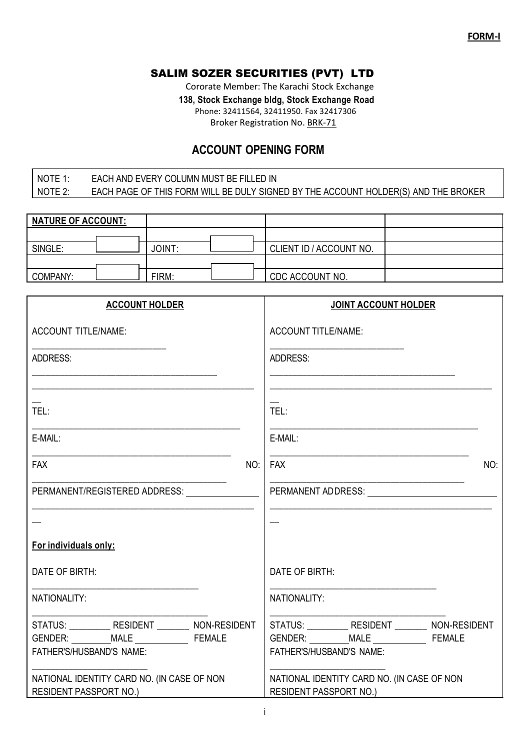**FORM-I**

# SALIM SOZER SECURITIES (PVT) LTD

Cororate Member: The Karachi Stock Exchange
**138, Stock Exchange bldg, Stock Exchange Road**
Phone: 32411564, 32411950. Fax 32417306
Broker Registration No. BRK-71

## ACCOUNT OPENING FORM

| | |
|---|---|
| NOTE 1: | EACH AND EVERY COLUMN MUST BE FILLED IN |
| NOTE 2: | EACH PAGE OF THIS FORM WILL BE DULY SIGNED BY THE ACCOUNT HOLDER(S) AND THE BROKER |

| **NATURE OF ACCOUNT:** | | | | | |
|---|---|---|---|---|---|
| | | | | | |
| SINGLE: | ☐ | JOINT: | ☐ | CLIENT ID / ACCOUNT NO. | |
| | | | | | |
| COMPANY: | ☐ | FIRM: | ☐ | CDC ACCOUNT NO. | |

| **ACCOUNT HOLDER** | **JOINT ACCOUNT HOLDER** |
|---|---|
| ACCOUNT TITLE/NAME: ____________________________ | ACCOUNT TITLE/NAME: ____________________________ |
| ADDRESS: ________________________________________ ________________________________________ | ADDRESS: ________________________________________ ________________________________________ |
| TEL: ________________________________________ | TEL: ________________________________________ |
| E-MAIL: ________________________________________ | E-MAIL: ________________________________________ |
| FAX NO: ________________________________________ | FAX NO: ________________________________________ |
| PERMANENT/REGISTERED ADDRESS: _______________ ________________________________________ | PERMANENT ADDRESS: ___________________________ ________________________________________ |
| **For individuals only:** | |
| DATE OF BIRTH: ________________________________ | DATE OF BIRTH: ________________________________ |
| NATIONALITY: ________________________________ | NATIONALITY: ________________________________ |
| STATUS: _________ RESIDENT _______ NON-RESIDENT | STATUS: _________ RESIDENT _______ NON-RESIDENT |
| GENDER: ________MALE ___________ FEMALE | GENDER: ________MALE ___________ FEMALE |
| FATHER'S/HUSBAND'S NAME: ________________________ | FATHER'S/HUSBAND'S NAME: ________________________ |
| NATIONAL IDENTITY CARD NO. (IN CASE OF NON RESIDENT PASSPORT NO.) | NATIONAL IDENTITY CARD NO. (IN CASE OF NON RESIDENT PASSPORT NO.) |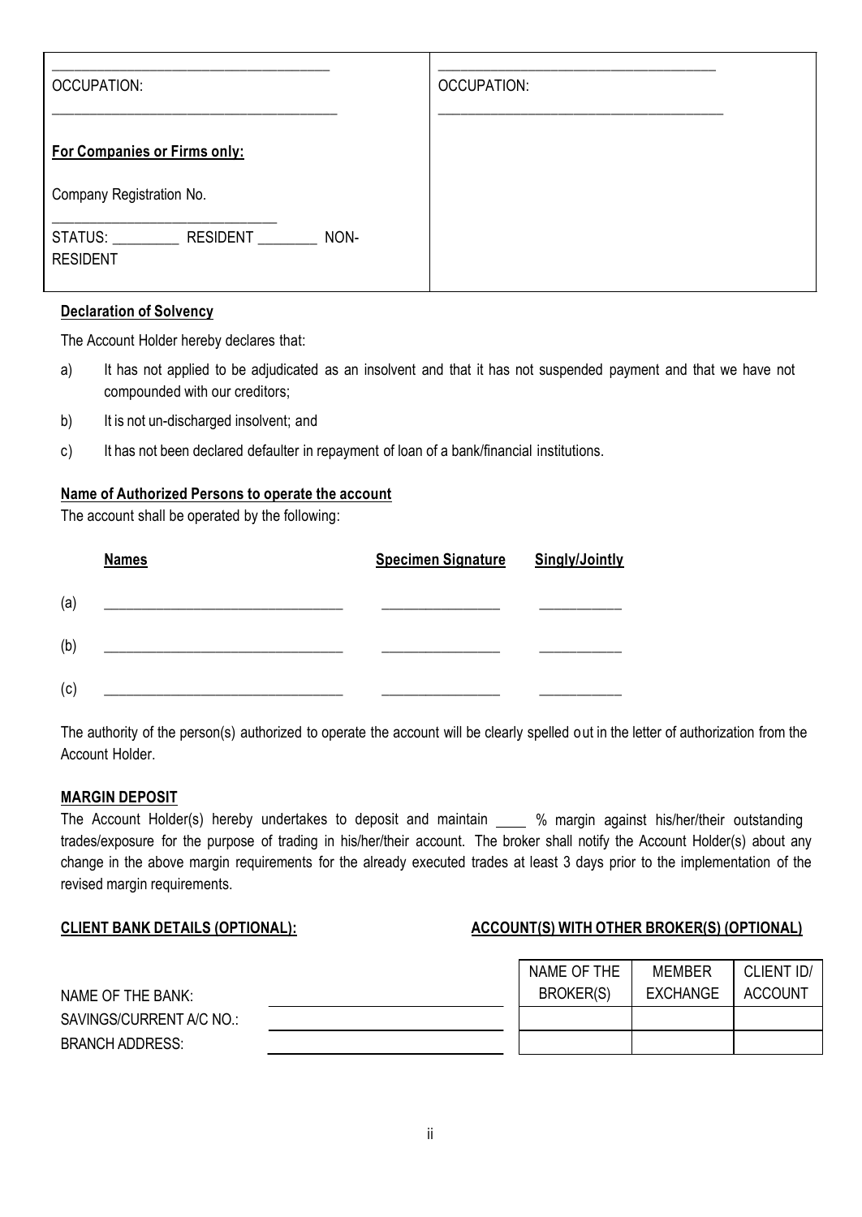| ______________________________________ OCCUPATION: ______________________________________ **For Companies or Firms only:** Company Registration No. ____________________________ STATUS: _________ RESIDENT ________ NON-RESIDENT | ______________________________________ OCCUPATION: ______________________________________ |
|---|---|

**Declaration of Solvency**

The Account Holder hereby declares that:

a) It has not applied to be adjudicated as an insolvent and that it has not suspended payment and that we have not compounded with our creditors;

b) It is not un-discharged insolvent; and

c) It has not been declared defaulter in repayment of loan of a bank/financial institutions.

**Name of Authorized Persons to operate the account**

The account shall be operated by the following:

| | **Names** | **Specimen Signature** | **Singly/Jointly** |
|---|---|---|---|
| (a) | ________________________________ | ________________ | ___________ |
| (b) | ________________________________ | ________________ | ___________ |
| (c) | ________________________________ | ________________ | ___________ |

The authority of the person(s) authorized to operate the account will be clearly spelled out in the letter of authorization from the Account Holder.

**MARGIN DEPOSIT**

The Account Holder(s) hereby undertakes to deposit and maintain ____ % margin against his/her/their outstanding trades/exposure for the purpose of trading in his/her/their account. The broker shall notify the Account Holder(s) about any change in the above margin requirements for the already executed trades at least 3 days prior to the implementation of the revised margin requirements.

**CLIENT BANK DETAILS (OPTIONAL):**

NAME OF THE BANK: ______________________________

SAVINGS/CURRENT A/C NO.: ______________________________

BRANCH ADDRESS: ______________________________

**ACCOUNT(S) WITH OTHER BROKER(S) (OPTIONAL)**

| NAME OF THE BROKER(S) | MEMBER EXCHANGE | CLIENT ID/ ACCOUNT |
|---|---|---|
| | | |
| | | |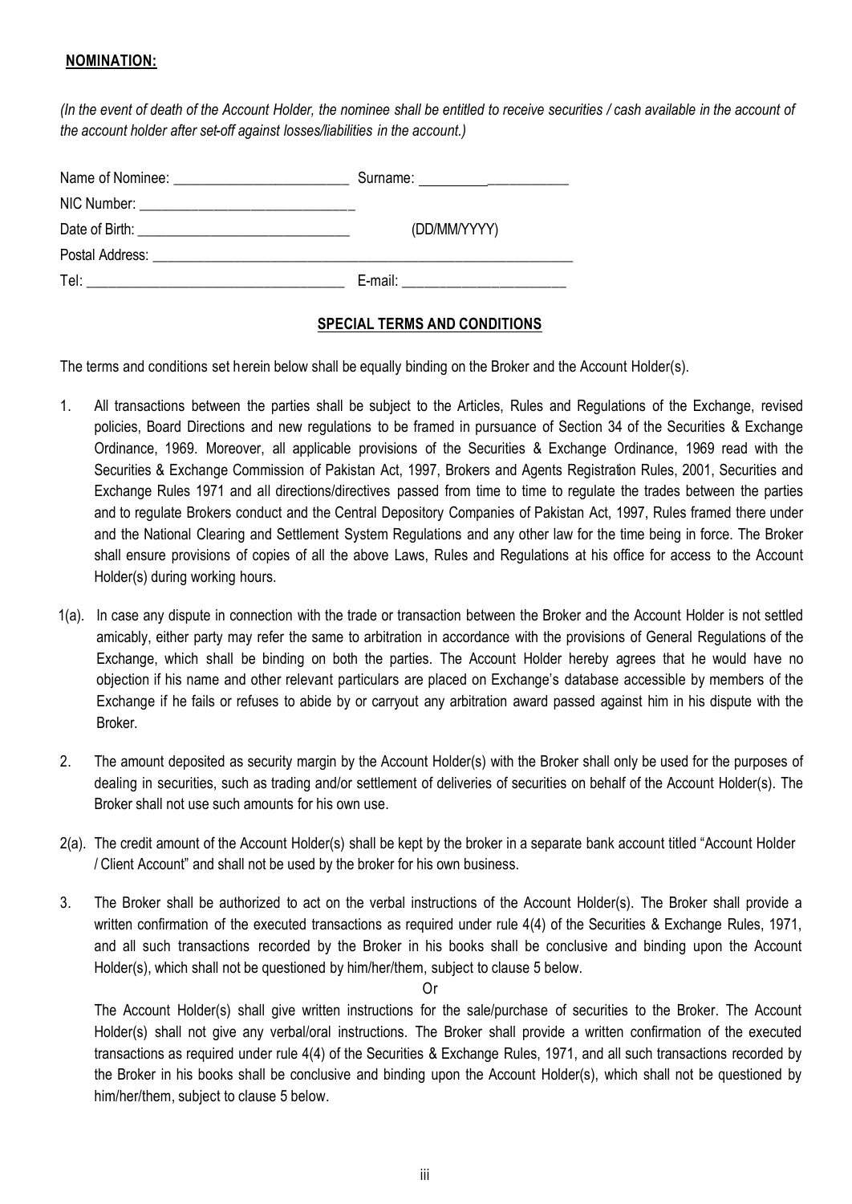**NOMINATION:**

*(In the event of death of the Account Holder, the nominee shall be entitled to receive securities / cash available in the account of the account holder after set-off against losses/liabilities in the account.)*

Name of Nominee: ________________________ Surname: ____________________

NIC Number: _____________________________

Date of Birth: _____________________________ (DD/MM/YYYY)

Postal Address: ____________________________________________________________

Tel: ___________________________________ E-mail: ______________________

## SPECIAL TERMS AND CONDITIONS

The terms and conditions set herein below shall be equally binding on the Broker and the Account Holder(s).

1. All transactions between the parties shall be subject to the Articles, Rules and Regulations of the Exchange, revised policies, Board Directions and new regulations to be framed in pursuance of Section 34 of the Securities & Exchange Ordinance, 1969. Moreover, all applicable provisions of the Securities & Exchange Ordinance, 1969 read with the Securities & Exchange Commission of Pakistan Act, 1997, Brokers and Agents Registration Rules, 2001, Securities and Exchange Rules 1971 and all directions/directives passed from time to time to regulate the trades between the parties and to regulate Brokers conduct and the Central Depository Companies of Pakistan Act, 1997, Rules framed there under and the National Clearing and Settlement System Regulations and any other law for the time being in force. The Broker shall ensure provisions of copies of all the above Laws, Rules and Regulations at his office for access to the Account Holder(s) during working hours.

1(a). In case any dispute in connection with the trade or transaction between the Broker and the Account Holder is not settled amicably, either party may refer the same to arbitration in accordance with the provisions of General Regulations of the Exchange, which shall be binding on both the parties. The Account Holder hereby agrees that he would have no objection if his name and other relevant particulars are placed on Exchange's database accessible by members of the Exchange if he fails or refuses to abide by or carryout any arbitration award passed against him in his dispute with the Broker.

2. The amount deposited as security margin by the Account Holder(s) with the Broker shall only be used for the purposes of dealing in securities, such as trading and/or settlement of deliveries of securities on behalf of the Account Holder(s). The Broker shall not use such amounts for his own use.

2(a). The credit amount of the Account Holder(s) shall be kept by the broker in a separate bank account titled "Account Holder / Client Account" and shall not be used by the broker for his own business.

3. The Broker shall be authorized to act on the verbal instructions of the Account Holder(s). The Broker shall provide a written confirmation of the executed transactions as required under rule 4(4) of the Securities & Exchange Rules, 1971, and all such transactions recorded by the Broker in his books shall be conclusive and binding upon the Account Holder(s), which shall not be questioned by him/her/them, subject to clause 5 below.

   Or

   The Account Holder(s) shall give written instructions for the sale/purchase of securities to the Broker. The Account Holder(s) shall not give any verbal/oral instructions. The Broker shall provide a written confirmation of the executed transactions as required under rule 4(4) of the Securities & Exchange Rules, 1971, and all such transactions recorded by the Broker in his books shall be conclusive and binding upon the Account Holder(s), which shall not be questioned by him/her/them, subject to clause 5 below.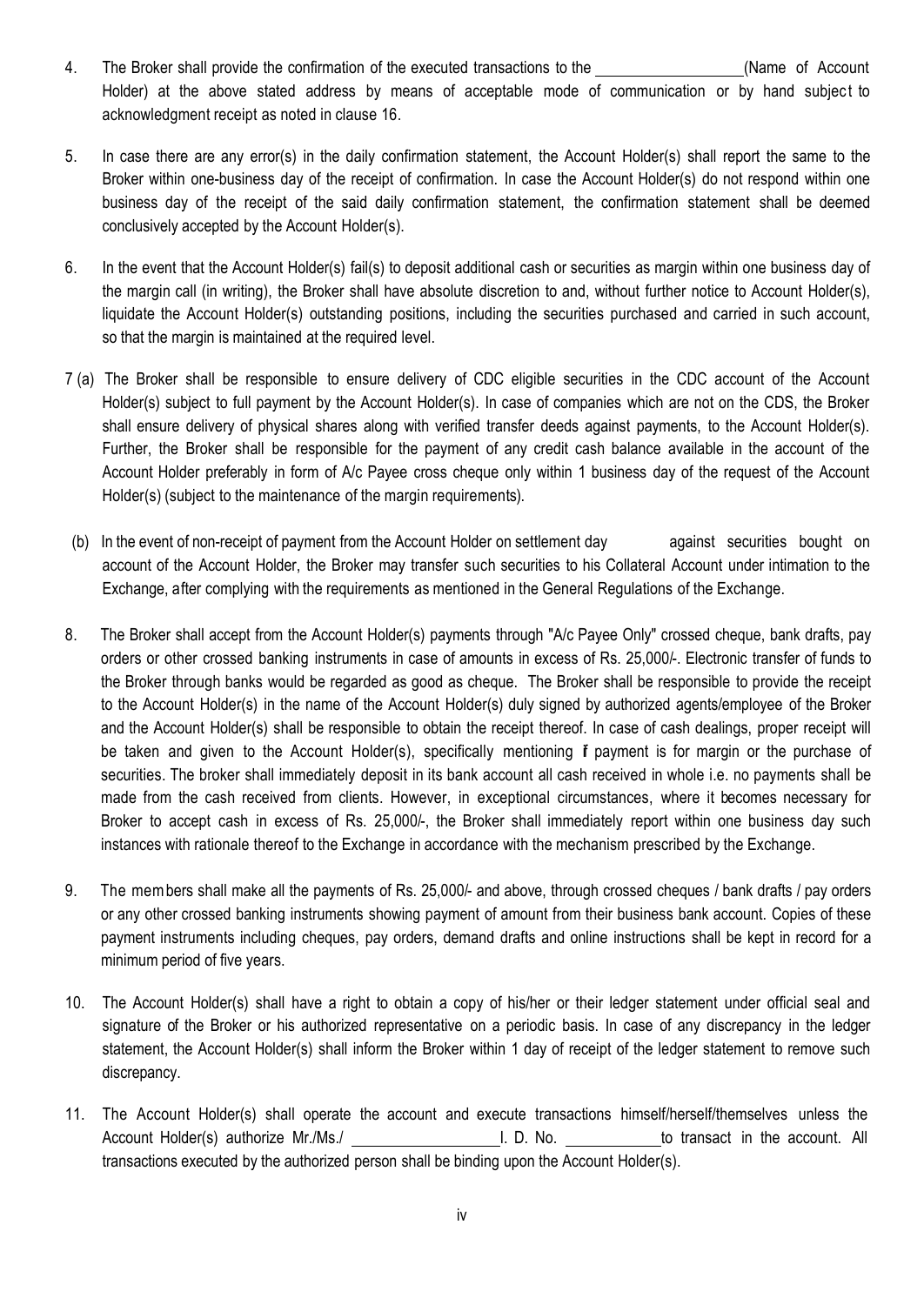4. The Broker shall provide the confirmation of the executed transactions to the \_\_\_\_\_\_\_\_\_\_\_\_\_\_\_\_\_\_\_\_ (Name of Account Holder) at the above stated address by means of acceptable mode of communication or by hand subject to acknowledgment receipt as noted in clause 16.

5. In case there are any error(s) in the daily confirmation statement, the Account Holder(s) shall report the same to the Broker within one-business day of the receipt of confirmation. In case the Account Holder(s) do not respond within one business day of the receipt of the said daily confirmation statement, the confirmation statement shall be deemed conclusively accepted by the Account Holder(s).

6. In the event that the Account Holder(s) fail(s) to deposit additional cash or securities as margin within one business day of the margin call (in writing), the Broker shall have absolute discretion to and, without further notice to Account Holder(s), liquidate the Account Holder(s) outstanding positions, including the securities purchased and carried in such account, so that the margin is maintained at the required level.

7 (a) The Broker shall be responsible to ensure delivery of CDC eligible securities in the CDC account of the Account Holder(s) subject to full payment by the Account Holder(s). In case of companies which are not on the CDS, the Broker shall ensure delivery of physical shares along with verified transfer deeds against payments, to the Account Holder(s). Further, the Broker shall be responsible for the payment of any credit cash balance available in the account of the Account Holder preferably in form of A/c Payee cross cheque only within 1 business day of the request of the Account Holder(s) (subject to the maintenance of the margin requirements).

(b) In the event of non-receipt of payment from the Account Holder on settlement day against securities bought on account of the Account Holder, the Broker may transfer such securities to his Collateral Account under intimation to the Exchange, after complying with the requirements as mentioned in the General Regulations of the Exchange.

8. The Broker shall accept from the Account Holder(s) payments through "A/c Payee Only" crossed cheque, bank drafts, pay orders or other crossed banking instruments in case of amounts in excess of Rs. 25,000/-. Electronic transfer of funds to the Broker through banks would be regarded as good as cheque. The Broker shall be responsible to provide the receipt to the Account Holder(s) in the name of the Account Holder(s) duly signed by authorized agents/employee of the Broker and the Account Holder(s) shall be responsible to obtain the receipt thereof. In case of cash dealings, proper receipt will be taken and given to the Account Holder(s), specifically mentioning if payment is for margin or the purchase of securities. The broker shall immediately deposit in its bank account all cash received in whole i.e. no payments shall be made from the cash received from clients. However, in exceptional circumstances, where it becomes necessary for Broker to accept cash in excess of Rs. 25,000/-, the Broker shall immediately report within one business day such instances with rationale thereof to the Exchange in accordance with the mechanism prescribed by the Exchange.

9. The members shall make all the payments of Rs. 25,000/- and above, through crossed cheques / bank drafts / pay orders or any other crossed banking instruments showing payment of amount from their business bank account. Copies of these payment instruments including cheques, pay orders, demand drafts and online instructions shall be kept in record for a minimum period of five years.

10. The Account Holder(s) shall have a right to obtain a copy of his/her or their ledger statement under official seal and signature of the Broker or his authorized representative on a periodic basis. In case of any discrepancy in the ledger statement, the Account Holder(s) shall inform the Broker within 1 day of receipt of the ledger statement to remove such discrepancy.

11. The Account Holder(s) shall operate the account and execute transactions himself/herself/themselves unless the Account Holder(s) authorize Mr./Ms./ \_\_\_\_\_\_\_\_\_\_\_\_\_\_\_\_\_\_\_\_ I. D. No. \_\_\_\_\_\_\_\_\_\_\_\_ to transact in the account. All transactions executed by the authorized person shall be binding upon the Account Holder(s).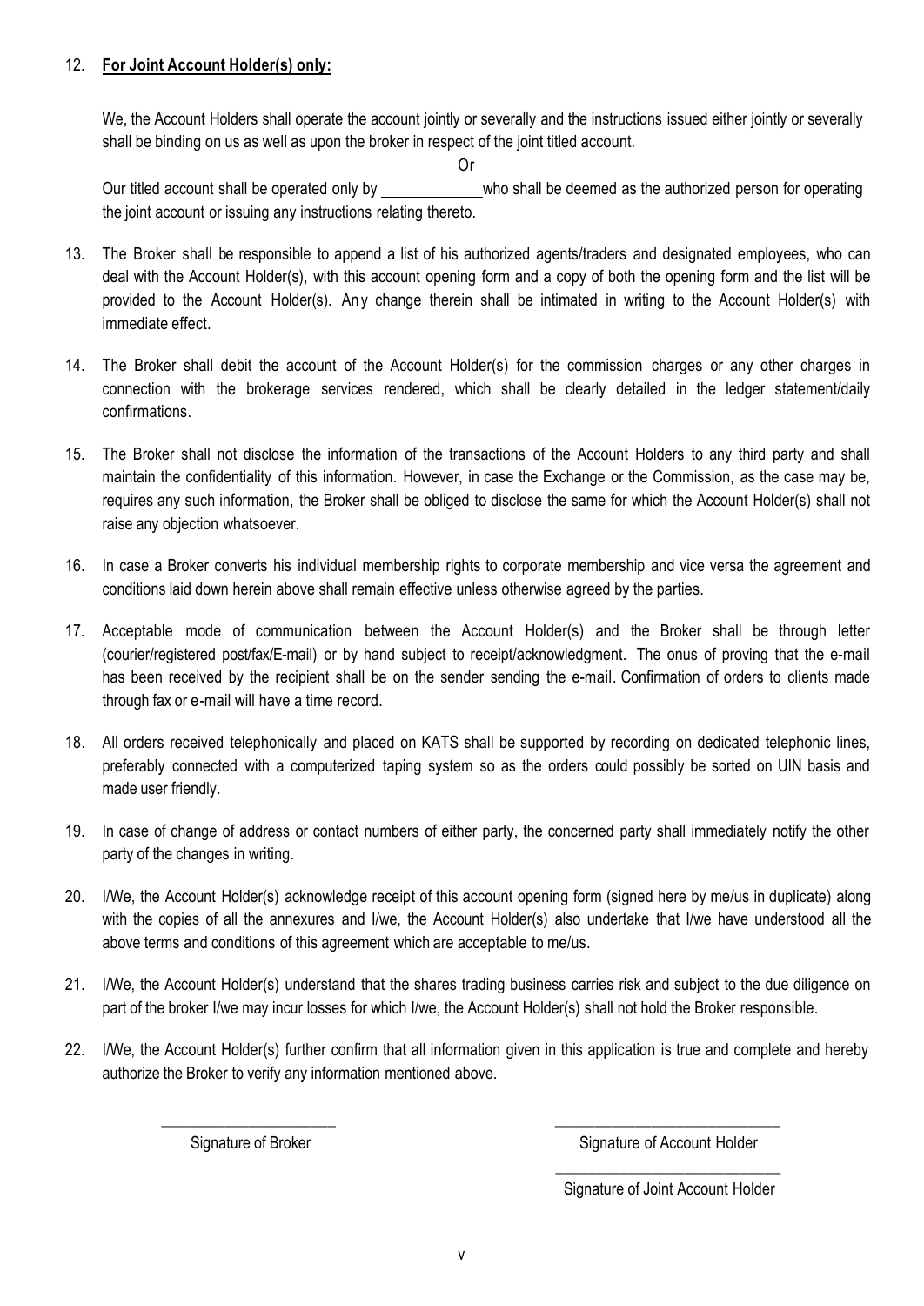12. **For Joint Account Holder(s) only:**

We, the Account Holders shall operate the account jointly or severally and the instructions issued either jointly or severally shall be binding on us as well as upon the broker in respect of the joint titled account.

Or

Our titled account shall be operated only by \_\_\_\_\_\_\_\_\_\_\_\_ who shall be deemed as the authorized person for operating the joint account or issuing any instructions relating thereto.

13. The Broker shall be responsible to append a list of his authorized agents/traders and designated employees, who can deal with the Account Holder(s), with this account opening form and a copy of both the opening form and the list will be provided to the Account Holder(s). Any change therein shall be intimated in writing to the Account Holder(s) with immediate effect.

14. The Broker shall debit the account of the Account Holder(s) for the commission charges or any other charges in connection with the brokerage services rendered, which shall be clearly detailed in the ledger statement/daily confirmations.

15. The Broker shall not disclose the information of the transactions of the Account Holders to any third party and shall maintain the confidentiality of this information. However, in case the Exchange or the Commission, as the case may be, requires any such information, the Broker shall be obliged to disclose the same for which the Account Holder(s) shall not raise any objection whatsoever.

16. In case a Broker converts his individual membership rights to corporate membership and vice versa the agreement and conditions laid down herein above shall remain effective unless otherwise agreed by the parties.

17. Acceptable mode of communication between the Account Holder(s) and the Broker shall be through letter (courier/registered post/fax/E-mail) or by hand subject to receipt/acknowledgment. The onus of proving that the e-mail has been received by the recipient shall be on the sender sending the e-mail. Confirmation of orders to clients made through fax or e-mail will have a time record.

18. All orders received telephonically and placed on KATS shall be supported by recording on dedicated telephonic lines, preferably connected with a computerized taping system so as the orders could possibly be sorted on UIN basis and made user friendly.

19. In case of change of address or contact numbers of either party, the concerned party shall immediately notify the other party of the changes in writing.

20. I/We, the Account Holder(s) acknowledge receipt of this account opening form (signed here by me/us in duplicate) along with the copies of all the annexures and I/we, the Account Holder(s) also undertake that I/we have understood all the above terms and conditions of this agreement which are acceptable to me/us.

21. I/We, the Account Holder(s) understand that the shares trading business carries risk and subject to the due diligence on part of the broker I/we may incur losses for which I/we, the Account Holder(s) shall not hold the Broker responsible.

22. I/We, the Account Holder(s) further confirm that all information given in this application is true and complete and hereby authorize the Broker to verify any information mentioned above.

\_\_\_\_\_\_\_\_\_\_\_\_\_\_\_\_\_\_\_\_\_\_
Signature of Broker

\_\_\_\_\_\_\_\_\_\_\_\_\_\_\_\_\_\_\_\_\_\_
Signature of Account Holder

\_\_\_\_\_\_\_\_\_\_\_\_\_\_\_\_\_\_\_\_\_\_
Signature of Joint Account Holder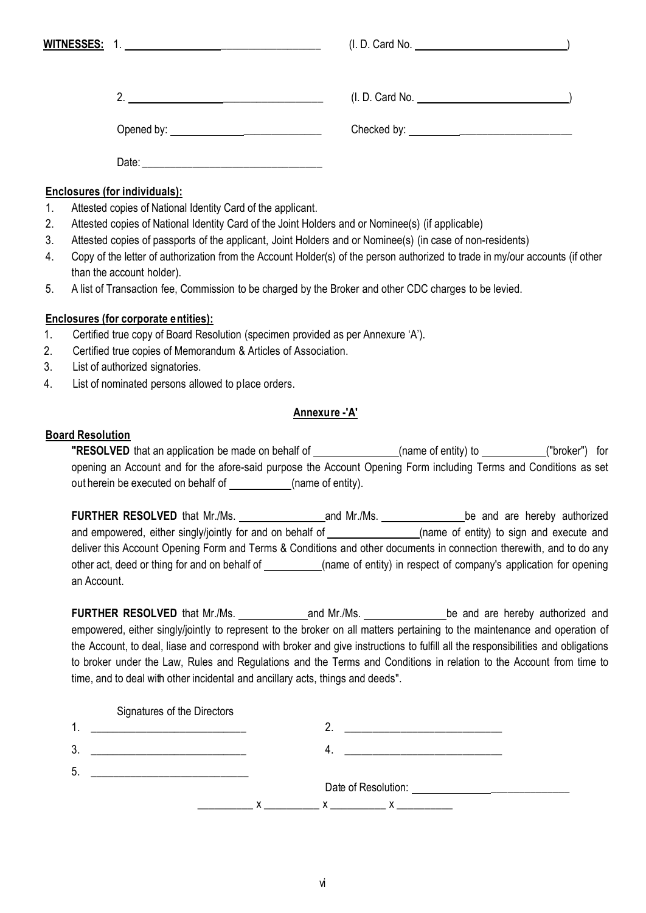**WITNESSES:** 1. ______________________________ (I. D. Card No. ______________________________)

2. ______________________________ (I. D. Card No. ______________________________)

Opened by: ______________________________ Checked by: ______________________________

Date: ______________________________

**Enclosures (for individuals):**

1. Attested copies of National Identity Card of the applicant.
2. Attested copies of National Identity Card of the Joint Holders and or Nominee(s) (if applicable)
3. Attested copies of passports of the applicant, Joint Holders and or Nominee(s) (in case of non-residents)
4. Copy of the letter of authorization from the Account Holder(s) of the person authorized to trade in my/our accounts (if other than the account holder).
5. A list of Transaction fee, Commission to be charged by the Broker and other CDC charges to be levied.

**Enclosures (for corporate entities):**

1. Certified true copy of Board Resolution (specimen provided as per Annexure 'A').
2. Certified true copies of Memorandum & Articles of Association.
3. List of authorized signatories.
4. List of nominated persons allowed to place orders.

## Annexure -'A'

**Board Resolution**

**"RESOLVED** that an application be made on behalf of ______________(name of entity) to ___________("broker") for opening an Account and for the afore-said purpose the Account Opening Form including Terms and Conditions as set out herein be executed on behalf of ___________(name of entity).

**FURTHER RESOLVED** that Mr./Ms. ______________ and Mr./Ms. ______________ be and are hereby authorized and empowered, either singly/jointly for and on behalf of ______________(name of entity) to sign and execute and deliver this Account Opening Form and Terms & Conditions and other documents in connection therewith, and to do any other act, deed or thing for and on behalf of __________(name of entity) in respect of company's application for opening an Account.

**FURTHER RESOLVED** that Mr./Ms. ____________ and Mr./Ms. ______________ be and are hereby authorized and empowered, either singly/jointly to represent to the broker on all matters pertaining to the maintenance and operation of the Account, to deal, liase and correspond with broker and give instructions to fulfill all the responsibilities and obligations to broker under the Law, Rules and Regulations and the Terms and Conditions in relation to the Account from time to time, and to deal with other incidental and ancillary acts, things and deeds".

Signatures of the Directors

1. ______________________________ 2. ______________________________

3. ______________________________ 4. ______________________________

5. ______________________________

Date of Resolution: ______________________________

__________ x __________ x __________ x __________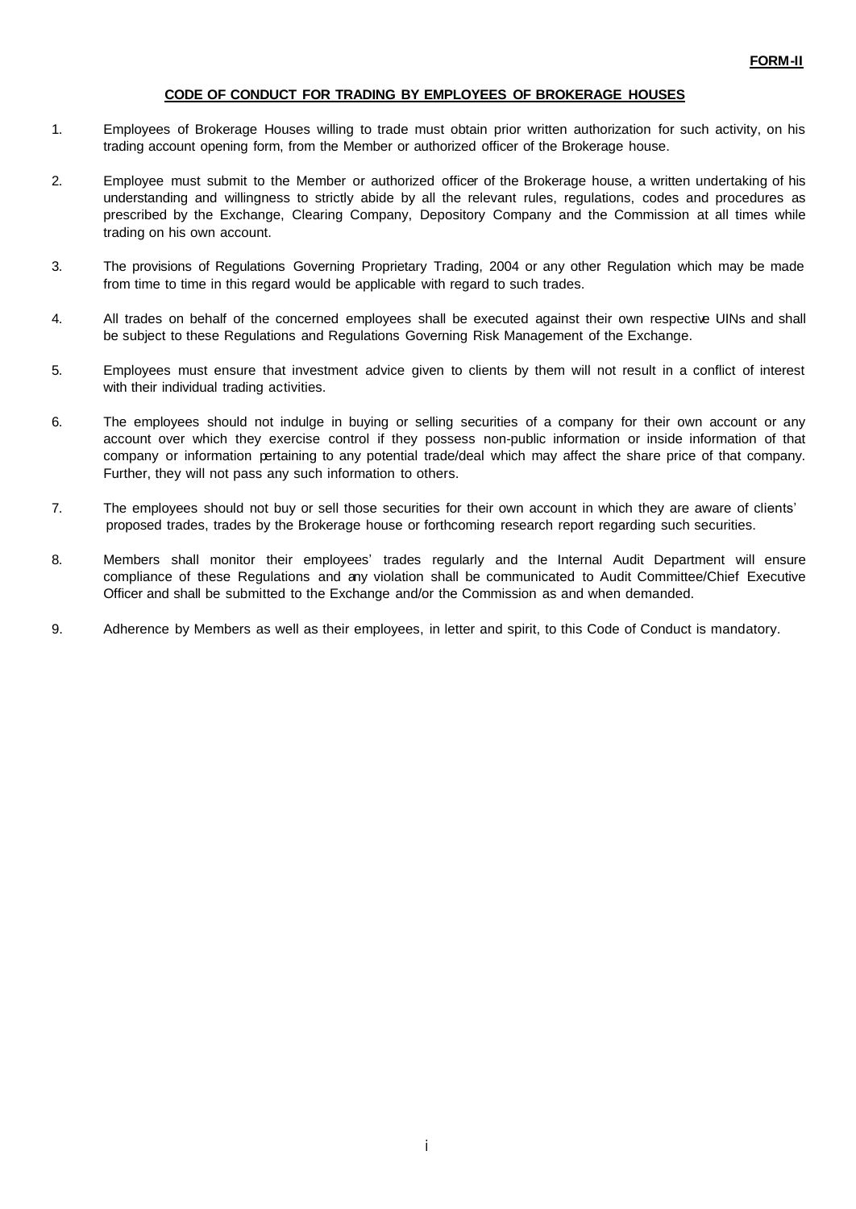**FORM-II**

# CODE OF CONDUCT FOR TRADING BY EMPLOYEES OF BROKERAGE HOUSES

1. Employees of Brokerage Houses willing to trade must obtain prior written authorization for such activity, on his trading account opening form, from the Member or authorized officer of the Brokerage house.

2. Employee must submit to the Member or authorized officer of the Brokerage house, a written undertaking of his understanding and willingness to strictly abide by all the relevant rules, regulations, codes and procedures as prescribed by the Exchange, Clearing Company, Depository Company and the Commission at all times while trading on his own account.

3. The provisions of Regulations Governing Proprietary Trading, 2004 or any other Regulation which may be made from time to time in this regard would be applicable with regard to such trades.

4. All trades on behalf of the concerned employees shall be executed against their own respective UINs and shall be subject to these Regulations and Regulations Governing Risk Management of the Exchange.

5. Employees must ensure that investment advice given to clients by them will not result in a conflict of interest with their individual trading activities.

6. The employees should not indulge in buying or selling securities of a company for their own account or any account over which they exercise control if they possess non-public information or inside information of that company or information pertaining to any potential trade/deal which may affect the share price of that company. Further, they will not pass any such information to others.

7. The employees should not buy or sell those securities for their own account in which they are aware of clients' proposed trades, trades by the Brokerage house or forthcoming research report regarding such securities.

8. Members shall monitor their employees' trades regularly and the Internal Audit Department will ensure compliance of these Regulations and any violation shall be communicated to Audit Committee/Chief Executive Officer and shall be submitted to the Exchange and/or the Commission as and when demanded.

9. Adherence by Members as well as their employees, in letter and spirit, to this Code of Conduct is mandatory.